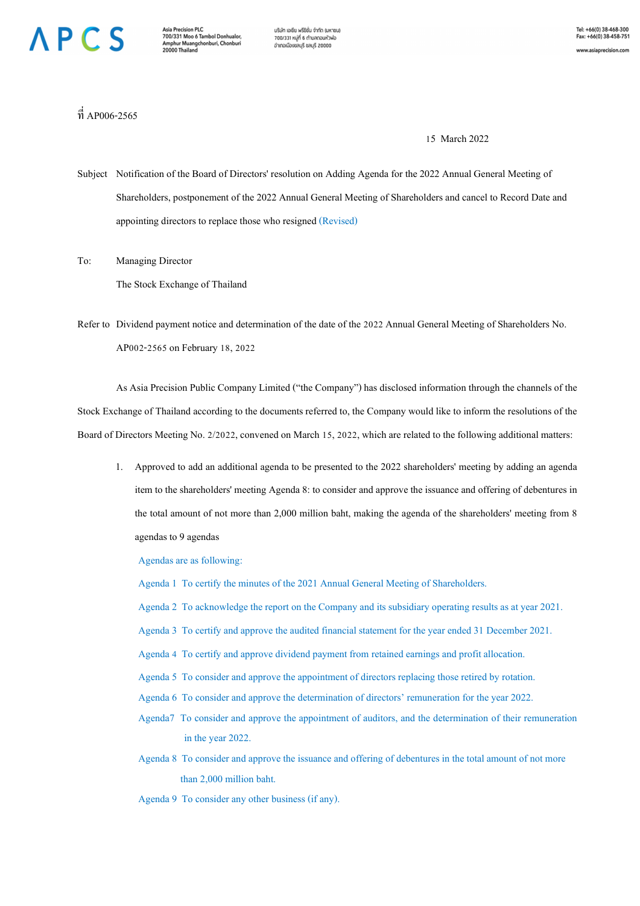ที่ AP006-2565

15 March 2022

Subject Notification of the Board of Directors' resolution on Adding Agenda for the 2022 Annual General Meeting of Shareholders, postponement of the 2022 Annual General Meeting of Shareholders and cancel to Record Date and appointing directors to replace those who resigned (Revised)

To: Managing Director
The Stock Exchange of Thailand

Refer to Dividend payment notice and determination of the date of the 2022 Annual General Meeting of Shareholders No. AP002-2565 on February 18, 2022

As Asia Precision Public Company Limited ("the Company") has disclosed information through the channels of the Stock Exchange of Thailand according to the documents referred to, the Company would like to inform the resolutions of the Board of Directors Meeting No. 2/2022, convened on March 15, 2022, which are related to the following additional matters:

1. Approved to add an additional agenda to be presented to the 2022 shareholders' meeting by adding an agenda item to the shareholders' meeting Agenda 8: to consider and approve the issuance and offering of debentures in the total amount of not more than 2,000 million baht, making the agenda of the shareholders' meeting from 8 agendas to 9 agendas

   Agendas are as following:

   Agenda 1 To certify the minutes of the 2021 Annual General Meeting of Shareholders.

   Agenda 2 To acknowledge the report on the Company and its subsidiary operating results as at year 2021.

   Agenda 3 To certify and approve the audited financial statement for the year ended 31 December 2021.

   Agenda 4 To certify and approve dividend payment from retained earnings and profit allocation.

   Agenda 5 To consider and approve the appointment of directors replacing those retired by rotation.

   Agenda 6 To consider and approve the determination of directors' remuneration for the year 2022.

   Agenda7 To consider and approve the appointment of auditors, and the determination of their remuneration in the year 2022.

   Agenda 8 To consider and approve the issuance and offering of debentures in the total amount of not more than 2,000 million baht.

   Agenda 9 To consider any other business (if any).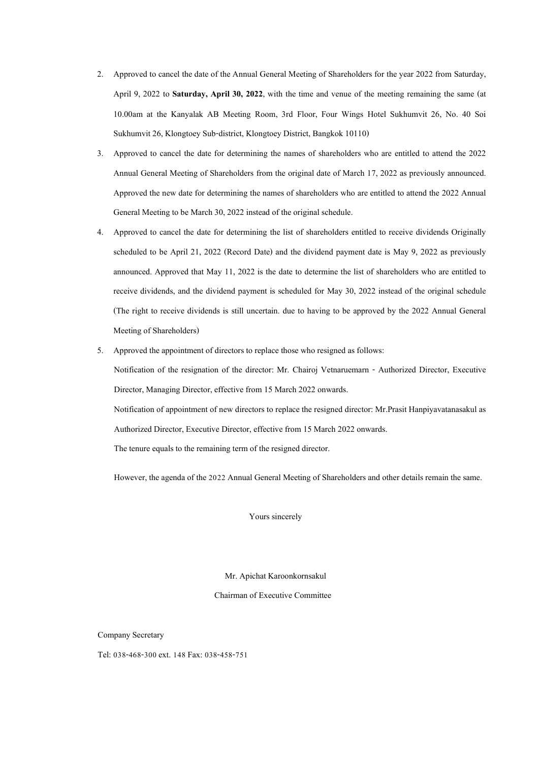2. Approved to cancel the date of the Annual General Meeting of Shareholders for the year 2022 from Saturday, April 9, 2022 to **Saturday, April 30, 2022**, with the time and venue of the meeting remaining the same (at 10.00am at the Kanyalak AB Meeting Room, 3rd Floor, Four Wings Hotel Sukhumvit 26, No. 40 Soi Sukhumvit 26, Klongtoey Sub-district, Klongtoey District, Bangkok 10110)

3. Approved to cancel the date for determining the names of shareholders who are entitled to attend the 2022 Annual General Meeting of Shareholders from the original date of March 17, 2022 as previously announced. Approved the new date for determining the names of shareholders who are entitled to attend the 2022 Annual General Meeting to be March 30, 2022 instead of the original schedule.

4. Approved to cancel the date for determining the list of shareholders entitled to receive dividends Originally scheduled to be April 21, 2022 (Record Date) and the dividend payment date is May 9, 2022 as previously announced. Approved that May 11, 2022 is the date to determine the list of shareholders who are entitled to receive dividends, and the dividend payment is scheduled for May 30, 2022 instead of the original schedule (The right to receive dividends is still uncertain. due to having to be approved by the 2022 Annual General Meeting of Shareholders)

5. Approved the appointment of directors to replace those who resigned as follows:

   Notification of the resignation of the director: Mr. Chairoj Vetnaruemarn - Authorized Director, Executive Director, Managing Director, effective from 15 March 2022 onwards.

   Notification of appointment of new directors to replace the resigned director: Mr.Prasit Hanpiyavatanasakul as Authorized Director, Executive Director, effective from 15 March 2022 onwards.

   The tenure equals to the remaining term of the resigned director.

However, the agenda of the 2022 Annual General Meeting of Shareholders and other details remain the same.

Yours sincerely

Mr. Apichat Karoonkornsakul

Chairman of Executive Committee

Company Secretary

Tel: 038-468-300 ext. 148 Fax: 038-458-751